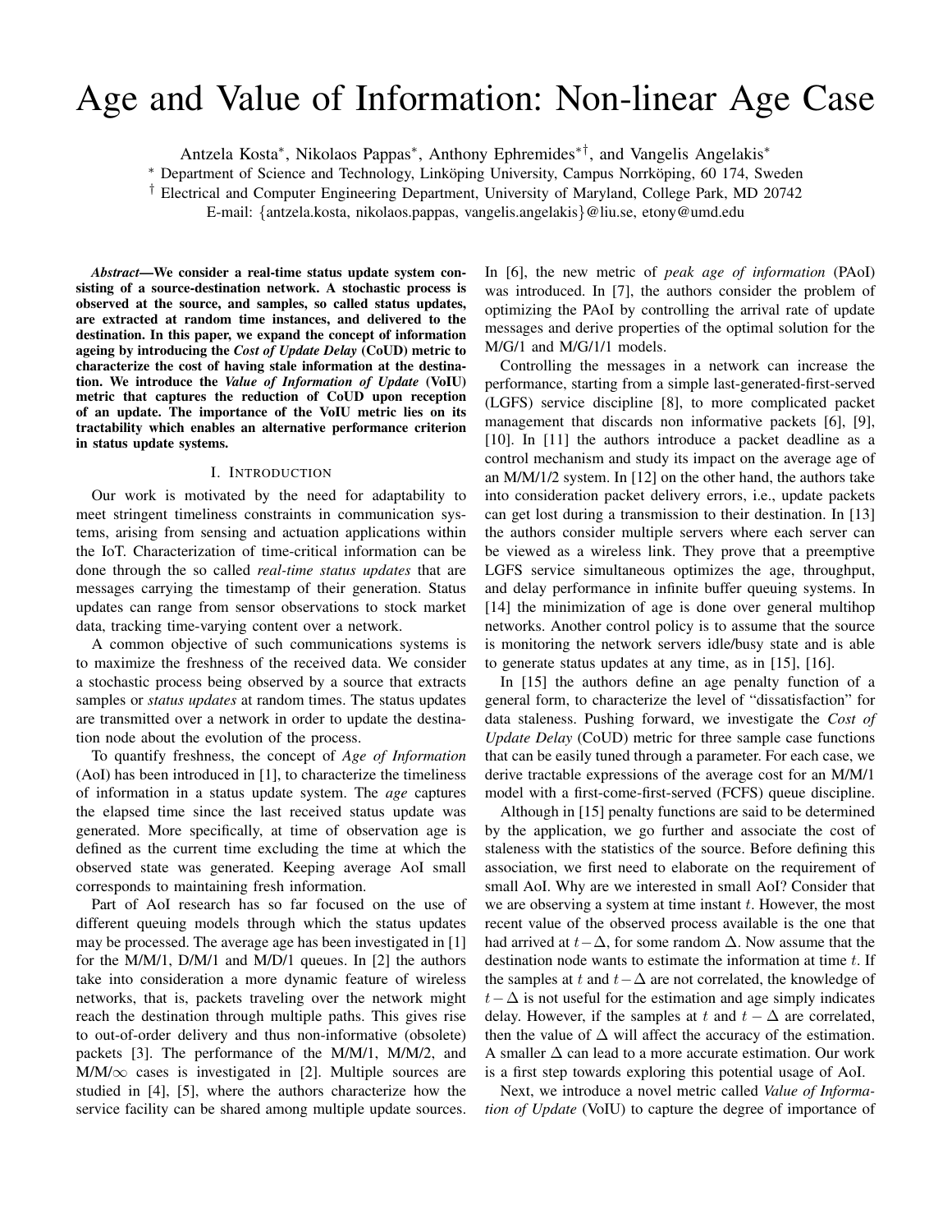# Age and Value of Information: Non-linear Age Case

Antzela Kosta[*], Nikolaos Pappas[*], Anthony Ephremides[*†], and Vangelis Angelakis[*]

[*] Department of Science and Technology, Linköping University, Campus Norrköping, 60 174, Sweden

[†] Electrical and Computer Engineering Department, University of Maryland, College Park, MD 20742

E-mail: {antzela.kosta, nikolaos.pappas, vangelis.angelakis}@liu.se, etony@umd.edu

***Abstract*—We consider a real-time status update system consisting of a source-destination network. A stochastic process is observed at the source, and samples, so called status updates, are extracted at random time instances, and delivered to the destination. In this paper, we expand the concept of information ageing by introducing the *Cost of Update Delay* (CoUD) metric to characterize the cost of having stale information at the destination. We introduce the *Value of Information of Update* (VoIU) metric that captures the reduction of CoUD upon reception of an update. The importance of the VoIU metric lies on its tractability which enables an alternative performance criterion in status update systems.**

## I. Introduction

Our work is motivated by the need for adaptability to meet stringent timeliness constraints in communication systems, arising from sensing and actuation applications within the IoT. Characterization of time-critical information can be done through the so called *real-time status updates* that are messages carrying the timestamp of their generation. Status updates can range from sensor observations to stock market data, tracking time-varying content over a network.

A common objective of such communications systems is to maximize the freshness of the received data. We consider a stochastic process being observed by a source that extracts samples or *status updates* at random times. The status updates are transmitted over a network in order to update the destination node about the evolution of the process.

To quantify freshness, the concept of *Age of Information* (AoI) has been introduced in [1], to characterize the timeliness of information in a status update system. The *age* captures the elapsed time since the last received status update was generated. More specifically, at time of observation age is defined as the current time excluding the time at which the observed state was generated. Keeping average AoI small corresponds to maintaining fresh information.

Part of AoI research has so far focused on the use of different queuing models through which the status updates may be processed. The average age has been investigated in [1] for the M/M/1, D/M/1 and M/D/1 queues. In [2] the authors take into consideration a more dynamic feature of wireless networks, that is, packets traveling over the network might reach the destination through multiple paths. This gives rise to out-of-order delivery and thus non-informative (obsolete) packets [3]. The performance of the M/M/1, M/M/2, and M/M/$\infty$ cases is investigated in [2]. Multiple sources are studied in [4], [5], where the authors characterize how the service facility can be shared among multiple update sources. In [6], the new metric of *peak age of information* (PAoI) was introduced. In [7], the authors consider the problem of optimizing the PAoI by controlling the arrival rate of update messages and derive properties of the optimal solution for the M/G/1 and M/G/1/1 models.

Controlling the messages in a network can increase the performance, starting from a simple last-generated-first-served (LGFS) service discipline [8], to more complicated packet management that discards non informative packets [6], [9], [10]. In [11] the authors introduce a packet deadline as a control mechanism and study its impact on the average age of an M/M/1/2 system. In [12] on the other hand, the authors take into consideration packet delivery errors, i.e., update packets can get lost during a transmission to their destination. In [13] the authors consider multiple servers where each server can be viewed as a wireless link. They prove that a preemptive LGFS service simultaneous optimizes the age, throughput, and delay performance in infinite buffer queuing systems. In [14] the minimization of age is done over general multihop networks. Another control policy is to assume that the source is monitoring the network servers idle/busy state and is able to generate status updates at any time, as in [15], [16].

In [15] the authors define an age penalty function of a general form, to characterize the level of "dissatisfaction" for data staleness. Pushing forward, we investigate the *Cost of Update Delay* (CoUD) metric for three sample case functions that can be easily tuned through a parameter. For each case, we derive tractable expressions of the average cost for an M/M/1 model with a first-come-first-served (FCFS) queue discipline.

Although in [15] penalty functions are said to be determined by the application, we go further and associate the cost of staleness with the statistics of the source. Before defining this association, we first need to elaborate on the requirement of small AoI. Why are we interested in small AoI? Consider that we are observing a system at time instant $t$. However, the most recent value of the observed process available is the one that had arrived at $t-\Delta$, for some random $\Delta$. Now assume that the destination node wants to estimate the information at time $t$. If the samples at $t$ and $t-\Delta$ are not correlated, the knowledge of $t-\Delta$ is not useful for the estimation and age simply indicates delay. However, if the samples at $t$ and $t-\Delta$ are correlated, then the value of $\Delta$ will affect the accuracy of the estimation. A smaller $\Delta$ can lead to a more accurate estimation. Our work is a first step towards exploring this potential usage of AoI.

Next, we introduce a novel metric called *Value of Information of Update* (VoIU) to capture the degree of importance of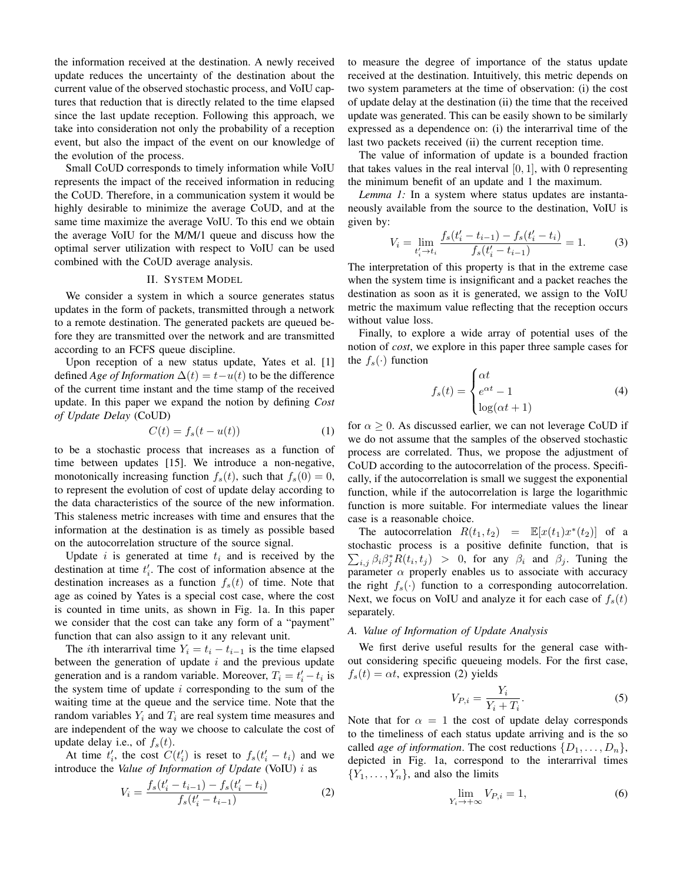the information received at the destination. A newly received update reduces the uncertainty of the destination about the current value of the observed stochastic process, and VoIU captures that reduction that is directly related to the time elapsed since the last update reception. Following this approach, we take into consideration not only the probability of a reception event, but also the impact of the event on our knowledge of the evolution of the process.

Small CoUD corresponds to timely information while VoIU represents the impact of the received information in reducing the CoUD. Therefore, in a communication system it would be highly desirable to minimize the average CoUD, and at the same time maximize the average VoIU. To this end we obtain the average VoIU for the M/M/1 queue and discuss how the optimal server utilization with respect to VoIU can be used combined with the CoUD average analysis.

## II. System Model

We consider a system in which a source generates status updates in the form of packets, transmitted through a network to a remote destination. The generated packets are queued before they are transmitted over the network and are transmitted according to an FCFS queue discipline.

Upon reception of a new status update, Yates et al. [1] defined *Age of Information* $\Delta(t) = t - u(t)$ to be the difference of the current time instant and the time stamp of the received update. In this paper we expand the notion by defining *Cost of Update Delay* (CoUD)

$$C(t) = f_s(t - u(t)) \tag{1}$$

to be a stochastic process that increases as a function of time between updates [15]. We introduce a non-negative, monotonically increasing function $f_s(t)$, such that $f_s(0) = 0$, to represent the evolution of cost of update delay according to the data characteristics of the source of the new information. This staleness metric increases with time and ensures that the information at the destination is as timely as possible based on the autocorrelation structure of the source signal.

Update $i$ is generated at time $t_i$ and is received by the destination at time $t'_i$. The cost of information absence at the destination increases as a function $f_s(t)$ of time. Note that age as coined by Yates is a special cost case, where the cost is counted in time units, as shown in Fig. 1a. In this paper we consider that the cost can take any form of a "payment" function that can also assign to it any relevant unit.

The $i$th interarrival time $Y_i = t_i - t_{i-1}$ is the time elapsed between the generation of update $i$ and the previous update generation and is a random variable. Moreover, $T_i = t'_i - t_i$ is the system time of update $i$ corresponding to the sum of the waiting time at the queue and the service time. Note that the random variables $Y_i$ and $T_i$ are real system time measures and are independent of the way we choose to calculate the cost of update delay i.e., of $f_s(t)$.

At time $t'_i$, the cost $C(t'_i)$ is reset to $f_s(t'_i - t_i)$ and we introduce the *Value of Information of Update* (VoIU) $i$ as

$$V_i = \frac{f_s(t'_i - t_{i-1}) - f_s(t'_i - t_i)}{f_s(t'_i - t_{i-1})} \tag{2}$$

to measure the degree of importance of the status update received at the destination. Intuitively, this metric depends on two system parameters at the time of observation: (i) the cost of update delay at the destination (ii) the time that the received update was generated. This can be easily shown to be similarly expressed as a dependence on: (i) the interarrival time of the last two packets received (ii) the current reception time.

The value of information of update is a bounded fraction that takes values in the real interval $[0, 1]$, with 0 representing the minimum benefit of an update and 1 the maximum.

*Lemma 1:* In a system where status updates are instantaneously available from the source to the destination, VoIU is given by:

$$V_i = \lim_{t'_i \to t_i} \frac{f_s(t'_i - t_{i-1}) - f_s(t'_i - t_i)}{f_s(t'_i - t_{i-1})} = 1. \tag{3}$$

The interpretation of this property is that in the extreme case when the system time is insignificant and a packet reaches the destination as soon as it is generated, we assign to the VoIU metric the maximum value reflecting that the reception occurs without value loss.

Finally, to explore a wide array of potential uses of the notion of *cost*, we explore in this paper three sample cases for the $f_s(\cdot)$ function

$$f_s(t) = \begin{cases} \alpha t \\ e^{\alpha t} - 1 \\ \log(\alpha t + 1) \end{cases} \tag{4}$$

for $\alpha \geq 0$. As discussed earlier, we can not leverage CoUD if we do not assume that the samples of the observed stochastic process are correlated. Thus, we propose the adjustment of CoUD according to the autocorrelation of the process. Specifically, if the autocorrelation is small we suggest the exponential function, while if the autocorrelation is large the logarithmic function is more suitable. For intermediate values the linear case is a reasonable choice.

The autocorrelation $R(t_1, t_2) = \mathbb{E}[x(t_1)x^*(t_2)]$ of a stochastic process is a positive definite function, that is $\sum_{i,j} \beta_i \beta_j^* R(t_i, t_j) > 0$, for any $\beta_i$ and $\beta_j$. Tuning the parameter $\alpha$ properly enables us to associate with accuracy the right $f_s(\cdot)$ function to a corresponding autocorrelation. Next, we focus on VoIU and analyze it for each case of $f_s(t)$ separately.

### A. Value of Information of Update Analysis

We first derive useful results for the general case without considering specific queueing models. For the first case, $f_s(t) = \alpha t$, expression (2) yields

$$V_{P,i} = \frac{Y_i}{Y_i + T_i}. \tag{5}$$

Note that for $\alpha = 1$ the cost of update delay corresponds to the timeliness of each status update arriving and is the so called *age of information*. The cost reductions $\{D_1, \dots, D_n\}$, depicted in Fig. 1a, correspond to the interarrival times $\{Y_1, \dots, Y_n\}$, and also the limits

$$\lim_{Y_i \to +\infty} V_{P,i} = 1, \tag{6}$$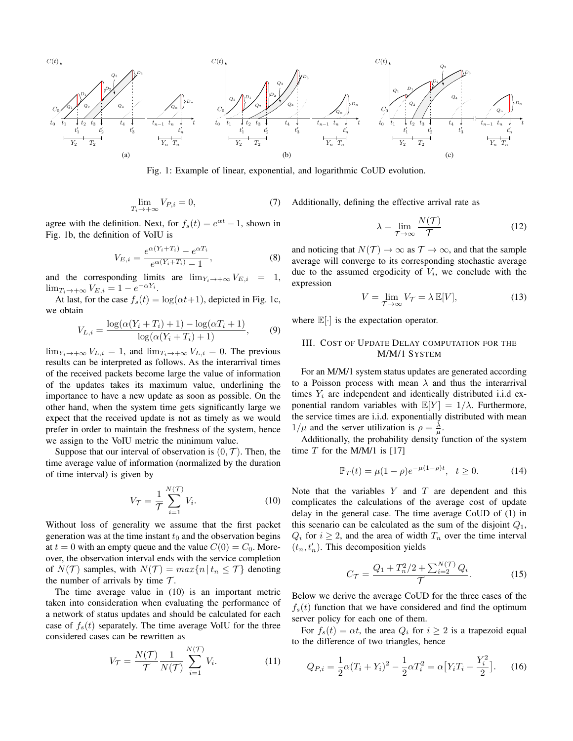Fig. 1: Example of linear, exponential, and logarithmic CoUD evolution.

$$\lim_{T_i \to +\infty} V_{P,i} = 0, \tag{7}$$

agree with the definition. Next, for $f_s(t) = e^{\alpha t} - 1$, shown in Fig. 1b, the definition of VoIU is

$$V_{E,i} = \frac{e^{\alpha(Y_i+T_i)} - e^{\alpha T_i}}{e^{\alpha(Y_i+T_i)} - 1}, \tag{8}$$

and the corresponding limits are $\lim_{Y_i \to +\infty} V_{E,i} = 1$, $\lim_{T_i \to +\infty} V_{E,i} = 1 - e^{-\alpha Y_i}$.

At last, for the case $f_s(t) = \log(\alpha t + 1)$, depicted in Fig. 1c, we obtain

$$V_{L,i} = \frac{\log(\alpha(Y_i + T_i) + 1) - \log(\alpha T_i + 1)}{\log(\alpha(Y_i + T_i) + 1)}, \tag{9}$$

$\lim_{Y_i \to +\infty} V_{L,i} = 1$, and $\lim_{T_i \to +\infty} V_{L,i} = 0$. The previous results can be interpreted as follows. As the interarrival times of the received packets become large the value of information of the updates takes its maximum value, underlining the importance to have a new update as soon as possible. On the other hand, when the system time gets significantly large we expect that the received update is not as timely as we would prefer in order to maintain the freshness of the system, hence we assign to the VoIU metric the minimum value.

Suppose that our interval of observation is $(0, \mathcal{T})$. Then, the time average value of information (normalized by the duration of time interval) is given by

$$V_{\mathcal{T}} = \frac{1}{\mathcal{T}} \sum_{i=1}^{N(\mathcal{T})} V_i. \tag{10}$$

Without loss of generality we assume that the first packet generation was at the time instant $t_0$ and the observation begins at $t = 0$ with an empty queue and the value $C(0) = C_0$. Moreover, the observation interval ends with the service completion of $N(\mathcal{T})$ samples, with $N(\mathcal{T}) = max\{n \,|\, t_n \leq \mathcal{T}\}$ denoting the number of arrivals by time $\mathcal{T}$.

The time average value in (10) is an important metric taken into consideration when evaluating the performance of a network of status updates and should be calculated for each case of $f_s(t)$ separately. The time average VoIU for the three considered cases can be rewritten as

$$V_{\mathcal{T}} = \frac{N(\mathcal{T})}{\mathcal{T}} \frac{1}{N(\mathcal{T})} \sum_{i=1}^{N(\mathcal{T})} V_i. \tag{11}$$

Additionally, defining the effective arrival rate as

$$\lambda = \lim_{\mathcal{T} \to \infty} \frac{N(\mathcal{T})}{\mathcal{T}} \tag{12}$$

and noticing that $N(\mathcal{T}) \to \infty$ as $\mathcal{T} \to \infty$, and that the sample average will converge to its corresponding stochastic average due to the assumed ergodicity of $V_i$, we conclude with the expression

$$V = \lim_{\mathcal{T} \to \infty} V_{\mathcal{T}} = \lambda \, \mathbb{E}[V], \tag{13}$$

where $\mathbb{E}[\cdot]$ is the expectation operator.

## III. Cost of Update Delay computation for the M/M/1 System

For an M/M/1 system status updates are generated according to a Poisson process with mean $\lambda$ and thus the interarrival times $Y_i$ are independent and identically distributed i.i.d exponential random variables with $\mathbb{E}[Y] = 1/\lambda$. Furthermore, the service times are i.i.d. exponentially distributed with mean $1/\mu$ and the server utilization is $\rho = \frac{\lambda}{\mu}$.

Additionally, the probability density function of the system time $T$ for the M/M/1 is [17]

$$\mathbb{P}_T(t) = \mu(1-\rho)e^{-\mu(1-\rho)t}, \quad t \geq 0. \tag{14}$$

Note that the variables $Y$ and $T$ are dependent and this complicates the calculations of the average cost of update delay in the general case. The time average CoUD of (1) in this scenario can be calculated as the sum of the disjoint $Q_1$, $Q_i$ for $i \geq 2$, and the area of width $T_n$ over the time interval $(t_n, t'_n)$. This decomposition yields

$$C_{\mathcal{T}} = \frac{Q_1 + T_n^2/2 + \sum_{i=2}^{N(\mathcal{T})} Q_i}{\mathcal{T}}. \tag{15}$$

Below we derive the average CoUD for the three cases of the $f_s(t)$ function that we have considered and find the optimum server policy for each one of them.

For $f_s(t) = \alpha t$, the area $Q_i$ for $i \geq 2$ is a trapezoid equal to the difference of two triangles, hence

$$Q_{P,i} = \frac{1}{2}\alpha(T_i + Y_i)^2 - \frac{1}{2}\alpha T_i^2 = \alpha\big[Y_i T_i + \frac{Y_i^2}{2}\big]. \tag{16}$$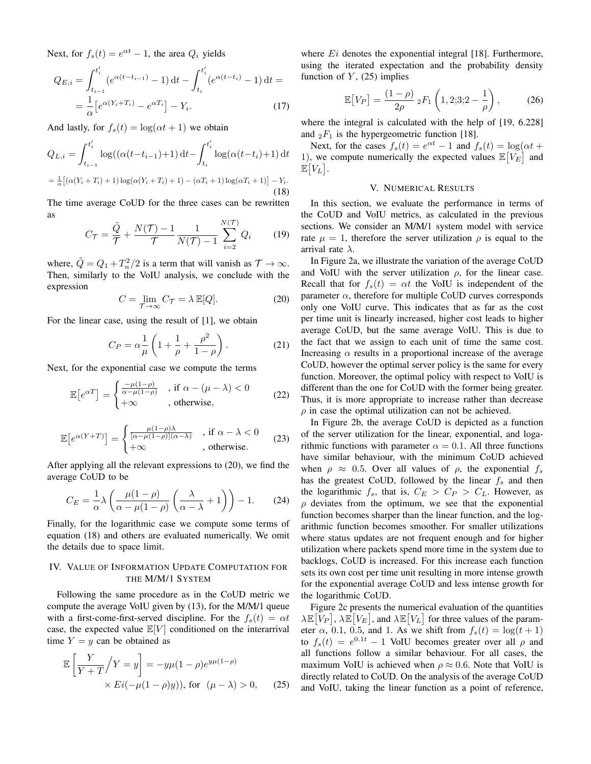Next, for $f_s(t) = e^{\alpha t} - 1$, the area $Q_i$ yields

$$Q_{E,i} = \int_{t_{i-1}}^{t_i'} (e^{\alpha(t-t_{i-1})} - 1)\,\mathrm{d}t - \int_{t_i}^{t_i'} (e^{\alpha(t-t_i)} - 1)\,\mathrm{d}t = \\ = \frac{1}{\alpha}\big[e^{\alpha(Y_i+T_i)} - e^{\alpha T_i}\big] - Y_i. \tag{17}$$

And lastly, for $f_s(t) = \log(\alpha t + 1)$ we obtain

$$Q_{L,i} = \int_{t_{i-1}}^{t_i'} \log((\alpha(t-t_{i-1})+1)\,\mathrm{d}t - \int_{t_i}^{t_i'} \log(\alpha(t-t_i)+1)\,\mathrm{d}t$$

$$= \tfrac{1}{\alpha}\big[(\alpha(Y_i+T_i)+1)\log(\alpha(Y_i+T_i)+1) - (\alpha T_i+1)\log(\alpha T_i+1)\big] - Y_i. \tag{18}$$

The time average CoUD for the three cases can be rewritten as

$$C_{\mathcal{T}} = \frac{\tilde{Q}}{\mathcal{T}} + \frac{N(\mathcal{T})-1}{\mathcal{T}} \frac{1}{N(\mathcal{T})-1} \sum_{i=2}^{N(\mathcal{T})} Q_i \tag{19}$$

where, $\tilde{Q} = Q_1 + T_n^2/2$ is a term that will vanish as $\mathcal{T} \to \infty$. Then, similarly to the VoIU analysis, we conclude with the expression

$$C = \lim_{\mathcal{T}\to\infty} C_{\mathcal{T}} = \lambda\,\mathbb{E}[Q]. \tag{20}$$

For the linear case, using the result of [1], we obtain

$$C_P = \alpha \frac{1}{\mu}\left(1 + \frac{1}{\rho} + \frac{\rho^2}{1-\rho}\right). \tag{21}$$

Next, for the exponential case we compute the terms

$$\mathbb{E}\big[e^{\alpha T}\big] = \begin{cases} \frac{-\mu(1-\rho)}{\alpha - \mu(1-\rho)} & \text{, if } \alpha - (\mu - \lambda) < 0 \\ +\infty & \text{, otherwise,} \end{cases} \tag{22}$$

$$\mathbb{E}\big[e^{\alpha(Y+T)}\big] = \begin{cases} \frac{\mu(1-\rho)\lambda}{[\alpha-\mu(1-\rho)](\alpha-\lambda)} & \text{, if } \alpha - \lambda < 0 \\ +\infty & \text{, otherwise.} \end{cases} \tag{23}$$

After applying all the relevant expressions to (20), we find the average CoUD to be

$$C_E = \frac{1}{\alpha}\lambda\left(\frac{\mu(1-\rho)}{\alpha - \mu(1-\rho)}\left(\frac{\lambda}{\alpha-\lambda} + 1\right)\right) - 1. \tag{24}$$

Finally, for the logarithmic case we compute some terms of equation (18) and others are evaluated numerically. We omit the details due to space limit.

## IV. Value of Information Update Computation for the M/M/1 System

Following the same procedure as in the CoUD metric we compute the average VoIU given by (13), for the M/M/1 queue with a first-come-first-served discipline. For the $f_s(t) = \alpha t$ case, the expected value $\mathbb{E}[V]$ conditioned on the interarrival time $Y = y$ can be obtained as

$$\mathbb{E}\left[\frac{Y}{Y+T}\Big/ Y = y\right] = -y\mu(1-\rho)e^{y\mu(1-\rho)} \\ \times Ei(-\mu(1-\rho)y)), \text{ for } (\mu - \lambda) > 0, \tag{25}$$

where $Ei$ denotes the exponential integral [18]. Furthermore, using the iterated expectation and the probability density function of $Y$, (25) implies

$$\mathbb{E}\big[V_P\big] = \frac{(1-\rho)}{2\rho}\, {}_2F_1\left(1, 2; 3; 2 - \frac{1}{\rho}\right), \tag{26}$$

where the integral is calculated with the help of [19, 6.228] and ${}_2F_1$ is the hypergeometric function [18].

Next, for the cases $f_s(t) = e^{\alpha t} - 1$ and $f_s(t) = \log(\alpha t + 1)$, we compute numerically the expected values $\mathbb{E}\big[V_E\big]$ and $\mathbb{E}\big[V_L\big]$.

## V. Numerical Results

In this section, we evaluate the performance in terms of the CoUD and VoIU metrics, as calculated in the previous sections. We consider an M/M/1 system model with service rate $\mu = 1$, therefore the server utilization $\rho$ is equal to the arrival rate $\lambda$.

In Figure 2a, we illustrate the variation of the average CoUD and VoIU with the server utilization $\rho$, for the linear case. Recall that for $f_s(t) = \alpha t$ the VoIU is independent of the parameter $\alpha$, therefore for multiple CoUD curves corresponds only one VoIU curve. This indicates that as far as the cost per time unit is linearly increased, higher cost leads to higher average CoUD, but the same average VoIU. This is due to the fact that we assign to each unit of time the same cost. Increasing $\alpha$ results in a proportional increase of the average CoUD, however the optimal server policy is the same for every function. Moreover, the optimal policy with respect to VoIU is different than the one for CoUD with the former being greater. Thus, it is more appropriate to increase rather than decrease $\rho$ in case the optimal utilization can not be achieved.

In Figure 2b, the average CoUD is depicted as a function of the server utilization for the linear, exponential, and logarithmic functions with parameter $\alpha = 0.1$. All three functions have similar behaviour, with the minimum CoUD achieved when $\rho \approx 0.5$. Over all values of $\rho$, the exponential $f_s$ has the greatest CoUD, followed by the linear $f_s$ and then the logarithmic $f_s$, that is, $C_E > C_P > C_L$. However, as $\rho$ deviates from the optimum, we see that the exponential function becomes sharper than the linear function, and the logarithmic function becomes smoother. For smaller utilizations where status updates are not frequent enough and for higher utilization where packets spend more time in the system due to backlogs, CoUD is increased. For this increase each function sets its own cost per time unit resulting in more intense growth for the exponential average CoUD and less intense growth for the logarithmic CoUD.

Figure 2c presents the numerical evaluation of the quantities $\lambda\mathbb{E}\big[V_P\big]$, $\lambda\mathbb{E}\big[V_E\big]$, and $\lambda\mathbb{E}\big[V_L\big]$ for three values of the parameter $\alpha$, 0.1, 0.5, and 1. As we shift from $f_s(t) = \log(t+1)$ to $f_s(t) = e^{0.1t} - 1$ VoIU becomes greater over all $\rho$ and all functions follow a similar behaviour. For all cases, the maximum VoIU is achieved when $\rho \approx 0.6$. Note that VoIU is directly related to CoUD. On the analysis of the average CoUD and VoIU, taking the linear function as a point of reference,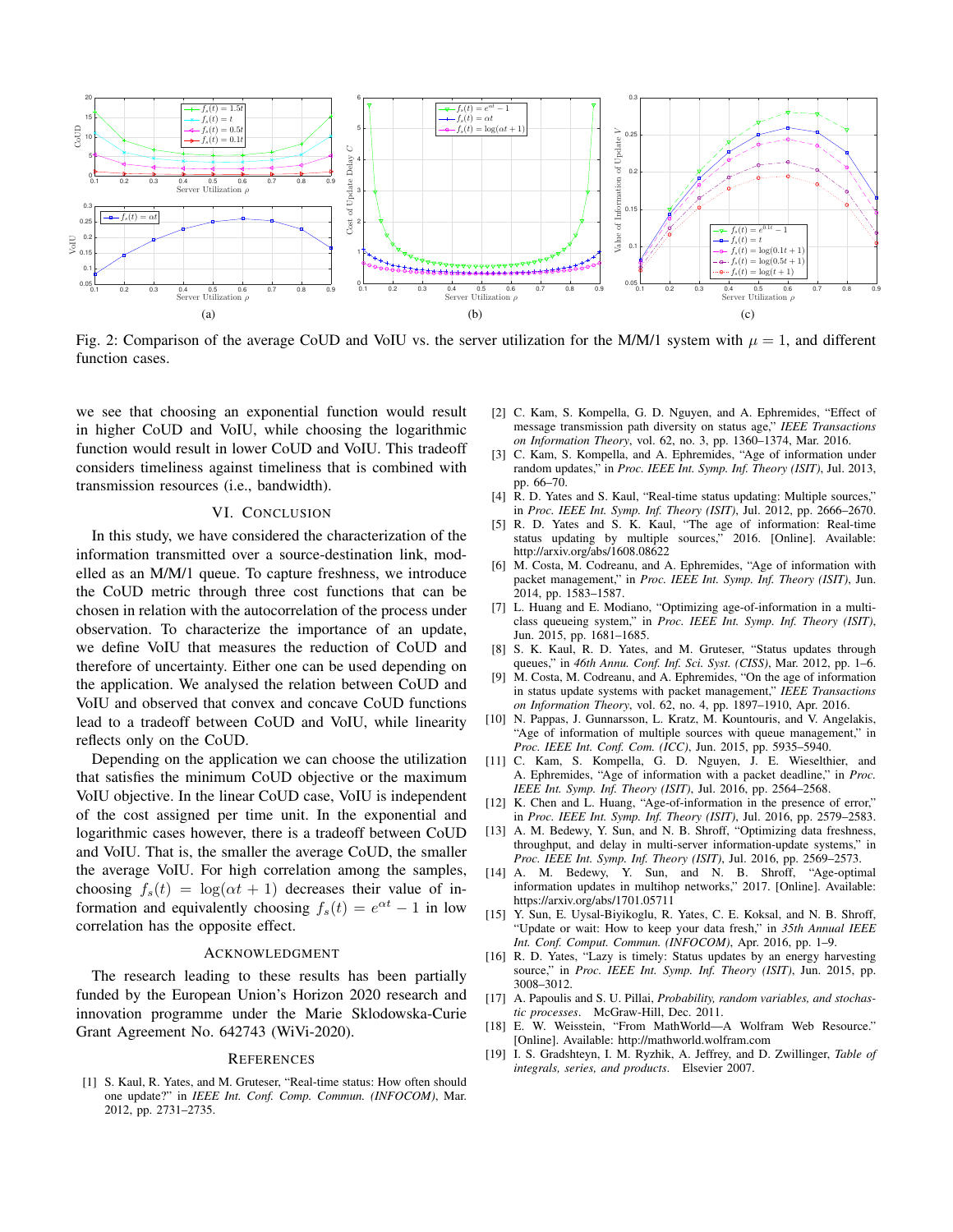CoUD

Server Utilization $\rho$

$f_s(t) = 1.5t$

$f_s(t) = t$

$f_s(t) = 0.5t$

$f_s(t) = 0.1t$

VoIU

Server Utilization $\rho$

$f_s(t) = \alpha t$

(a)

Cost of Update Delay $C$

Server Utilization $\rho$

$f_s(t) = e^{\alpha t} - 1$

$f_s(t) = \alpha t$

$f_s(t) = \log(\alpha t + 1)$

(b)

Value of Information of Update $V$

Server Utilization $\rho$

$f_s(t) = e^{0.1t} - 1$

$f_s(t) = t$

$f_s(t) = \log(0.1t + 1)$

$f_s(t) = \log(0.5t + 1)$

$f_s(t) = \log(t + 1)$

(c)

Fig. 2: Comparison of the average CoUD and VoIU vs. the server utilization for the M/M/1 system with $\mu = 1$, and different function cases.

we see that choosing an exponential function would result in higher CoUD and VoIU, while choosing the logarithmic function would result in lower CoUD and VoIU. This tradeoff considers timeliness against timeliness that is combined with transmission resources (i.e., bandwidth).

## VI. Conclusion

In this study, we have considered the characterization of the information transmitted over a source-destination link, modelled as an M/M/1 queue. To capture freshness, we introduce the CoUD metric through three cost functions that can be chosen in relation with the autocorrelation of the process under observation. To characterize the importance of an update, we define VoIU that measures the reduction of CoUD and therefore of uncertainty. Either one can be used depending on the application. We analysed the relation between CoUD and VoIU and observed that convex and concave CoUD functions lead to a tradeoff between CoUD and VoIU, while linearity reflects only on the CoUD.

Depending on the application we can choose the utilization that satisfies the minimum CoUD objective or the maximum VoIU objective. In the linear CoUD case, VoIU is independent of the cost assigned per time unit. In the exponential and logarithmic cases however, there is a tradeoff between CoUD and VoIU. That is, the smaller the average CoUD, the smaller the average VoIU. For high correlation among the samples, choosing $f_s(t) = \log(\alpha t + 1)$ decreases their value of information and equivalently choosing $f_s(t) = e^{\alpha t} - 1$ in low correlation has the opposite effect.

## Acknowledgment

The research leading to these results has been partially funded by the European Union's Horizon 2020 research and innovation programme under the Marie Sklodowska-Curie Grant Agreement No. 642743 (WiVi-2020).

## References

[1] S. Kaul, R. Yates, and M. Gruteser, "Real-time status: How often should one update?" in *IEEE Int. Conf. Comp. Commun. (INFOCOM)*, Mar. 2012, pp. 2731–2735.

[2] C. Kam, S. Kompella, G. D. Nguyen, and A. Ephremides, "Effect of message transmission path diversity on status age," *IEEE Transactions on Information Theory*, vol. 62, no. 3, pp. 1360–1374, Mar. 2016.

[3] C. Kam, S. Kompella, and A. Ephremides, "Age of information under random updates," in *Proc. IEEE Int. Symp. Inf. Theory (ISIT)*, Jul. 2013, pp. 66–70.

[4] R. D. Yates and S. Kaul, "Real-time status updating: Multiple sources," in *Proc. IEEE Int. Symp. Inf. Theory (ISIT)*, Jul. 2012, pp. 2666–2670.

[5] R. D. Yates and S. K. Kaul, "The age of information: Real-time status updating by multiple sources," 2016. [Online]. Available: http://arxiv.org/abs/1608.08622

[6] M. Costa, M. Codreanu, and A. Ephremides, "Age of information with packet management," in *Proc. IEEE Int. Symp. Inf. Theory (ISIT)*, Jun. 2014, pp. 1583–1587.

[7] L. Huang and E. Modiano, "Optimizing age-of-information in a multi-class queueing system," in *Proc. IEEE Int. Symp. Inf. Theory (ISIT)*, Jun. 2015, pp. 1681–1685.

[8] S. K. Kaul, R. D. Yates, and M. Gruteser, "Status updates through queues," in *46th Annu. Conf. Inf. Sci. Syst. (CISS)*, Mar. 2012, pp. 1–6.

[9] M. Costa, M. Codreanu, and A. Ephremides, "On the age of information in status update systems with packet management," *IEEE Transactions on Information Theory*, vol. 62, no. 4, pp. 1897–1910, Apr. 2016.

[10] N. Pappas, J. Gunnarsson, L. Kratz, M. Kountouris, and V. Angelakis, "Age of information of multiple sources with queue management," in *Proc. IEEE Int. Conf. Com. (ICC)*, Jun. 2015, pp. 5935–5940.

[11] C. Kam, S. Kompella, G. D. Nguyen, J. E. Wieselthier, and A. Ephremides, "Age of information with a packet deadline," in *Proc. IEEE Int. Symp. Inf. Theory (ISIT)*, Jul. 2016, pp. 2564–2568.

[12] K. Chen and L. Huang, "Age-of-information in the presence of error," in *Proc. IEEE Int. Symp. Inf. Theory (ISIT)*, Jul. 2016, pp. 2579–2583.

[13] A. M. Bedewy, Y. Sun, and N. B. Shroff, "Optimizing data freshness, throughput, and delay in multi-server information-update systems," in *Proc. IEEE Int. Symp. Inf. Theory (ISIT)*, Jul. 2016, pp. 2569–2573.

[14] A. M. Bedewy, Y. Sun, and N. B. Shroff, "Age-optimal information updates in multihop networks," 2017. [Online]. Available: https://arxiv.org/abs/1701.05711

[15] Y. Sun, E. Uysal-Biyikoglu, R. Yates, C. E. Koksal, and N. B. Shroff, "Update or wait: How to keep your data fresh," in *35th Annual IEEE Int. Conf. Comput. Commun. (INFOCOM)*, Apr. 2016, pp. 1–9.

[16] R. D. Yates, "Lazy is timely: Status updates by an energy harvesting source," in *Proc. IEEE Int. Symp. Inf. Theory (ISIT)*, Jun. 2015, pp. 3008–3012.

[17] A. Papoulis and S. U. Pillai, *Probability, random variables, and stochastic processes*. McGraw-Hill, Dec. 2011.

[18] E. W. Weisstein, "From MathWorld—A Wolfram Web Resource." [Online]. Available: http://mathworld.wolfram.com

[19] I. S. Gradshteyn, I. M. Ryzhik, A. Jeffrey, and D. Zwillinger, *Table of integrals, series, and products*. Elsevier 2007.